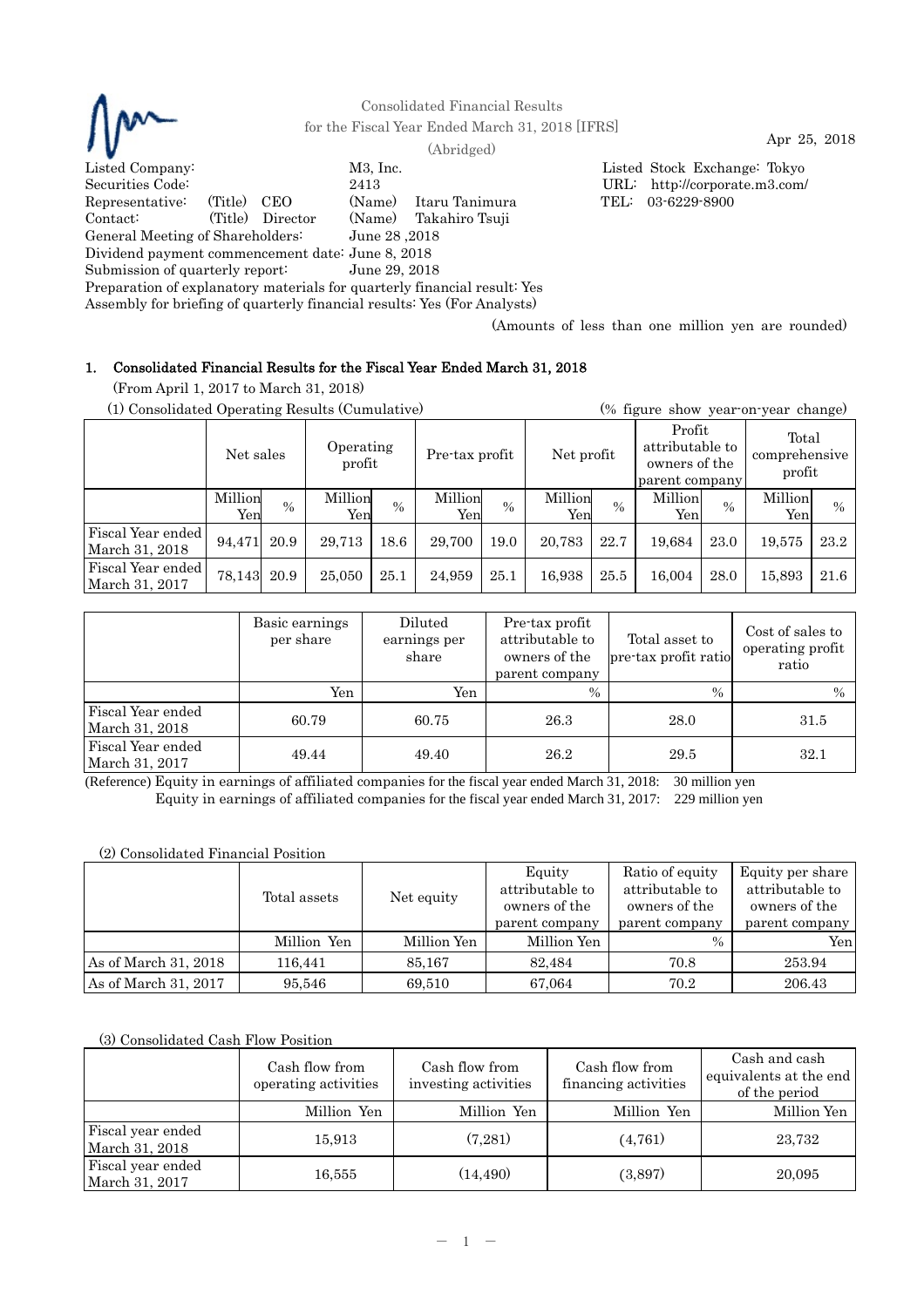Consolidated Financial Results
for the Fiscal Year Ended March 31, 2018 [IFRS]
(Abridged)

Apr 25, 2018

Listed Company: M3, Inc.
Listed Stock Exchange: Tokyo
Securities Code: 2413
URL: http://corporate.m3.com/
Representative: (Title) CEO (Name) Itaru Tanimura
TEL: 03-6229-8900
Contact: (Title) Director (Name) Takahiro Tsuji
General Meeting of Shareholders: June 28 ,2018
Dividend payment commencement date: June 8, 2018
Submission of quarterly report: June 29, 2018
Preparation of explanatory materials for quarterly financial result: Yes
Assembly for briefing of quarterly financial results: Yes (For Analysts)

(Amounts of less than one million yen are rounded)

## 1. Consolidated Financial Results for the Fiscal Year Ended March 31, 2018

(From April 1, 2017 to March 31, 2018)

(1) Consolidated Operating Results (Cumulative) (% figure show year-on-year change)

| | Net sales | | Operating profit | | Pre-tax profit | | Net profit | | Profit attributable to owners of the parent company | | Total comprehensive profit | |
|---|---|---|---|---|---|---|---|---|---|---|---|---|
| | Million Yen | % | Million Yen | % | Million Yen | % | Million Yen | % | Million Yen | % | Million Yen | % |
| Fiscal Year ended March 31, 2018 | 94,471 | 20.9 | 29,713 | 18.6 | 29,700 | 19.0 | 20,783 | 22.7 | 19,684 | 23.0 | 19,575 | 23.2 |
| Fiscal Year ended March 31, 2017 | 78,143 | 20.9 | 25,050 | 25.1 | 24,959 | 25.1 | 16,938 | 25.5 | 16,004 | 28.0 | 15,893 | 21.6 |

| | Basic earnings per share | Diluted earnings per share | Pre-tax profit attributable to owners of the parent company | Total asset to pre-tax profit ratio | Cost of sales to operating profit ratio |
|---|---|---|---|---|---|
| | Yen | Yen | % | % | % |
| Fiscal Year ended March 31, 2018 | 60.79 | 60.75 | 26.3 | 28.0 | 31.5 |
| Fiscal Year ended March 31, 2017 | 49.44 | 49.40 | 26.2 | 29.5 | 32.1 |

(Reference) Equity in earnings of affiliated companies for the fiscal year ended March 31, 2018: 30 million yen
Equity in earnings of affiliated companies for the fiscal year ended March 31, 2017: 229 million yen

(2) Consolidated Financial Position

| | Total assets | Net equity | Equity attributable to owners of the parent company | Ratio of equity attributable to owners of the parent company | Equity per share attributable to owners of the parent company |
|---|---|---|---|---|---|
| | Million Yen | Million Yen | Million Yen | % | Yen |
| As of March 31, 2018 | 116,441 | 85,167 | 82,484 | 70.8 | 253.94 |
| As of March 31, 2017 | 95,546 | 69,510 | 67,064 | 70.2 | 206.43 |

(3) Consolidated Cash Flow Position

| | Cash flow from operating activities | Cash flow from investing activities | Cash flow from financing activities | Cash and cash equivalents at the end of the period |
|---|---|---|---|---|
| | Million Yen | Million Yen | Million Yen | Million Yen |
| Fiscal year ended March 31, 2018 | 15,913 | (7,281) | (4,761) | 23,732 |
| Fiscal year ended March 31, 2017 | 16,555 | (14,490) | (3,897) | 20,095 |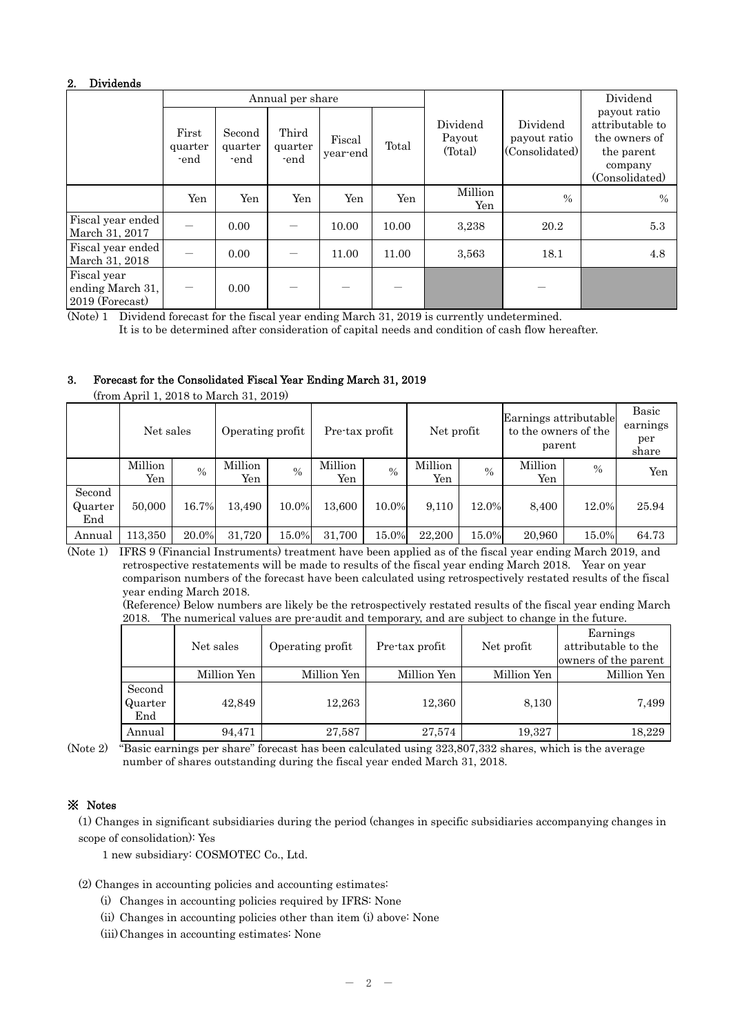## 2. Dividends

| | Annual per share | | | | | Dividend Payout (Total) | Dividend payout ratio (Consolidated) | Dividend payout ratio attributable to the owners of the parent company (Consolidated) |
|---|---|---|---|---|---|---|---|---|
| | First quarter-end | Second quarter-end | Third quarter-end | Fiscal year-end | Total | | | |
| | Yen | Yen | Yen | Yen | Yen | Million Yen | % | % |
| Fiscal year ended March 31, 2017 | ― | 0.00 | ― | 10.00 | 10.00 | 3,238 | 20.2 | 5.3 |
| Fiscal year ended March 31, 2018 | ― | 0.00 | ― | 11.00 | 11.00 | 3,563 | 18.1 | 4.8 |
| Fiscal year ending March 31, 2019 (Forecast) | ― | 0.00 | ― | ― | ― | | ― | |

(Note) 1 Dividend forecast for the fiscal year ending March 31, 2019 is currently undetermined.
It is to be determined after consideration of capital needs and condition of cash flow hereafter.

## 3. Forecast for the Consolidated Fiscal Year Ending March 31, 2019

(from April 1, 2018 to March 31, 2019)

| | Net sales | | Operating profit | | Pre-tax profit | | Net profit | | Earnings attributable to the owners of the parent | | Basic earnings per share |
|---|---|---|---|---|---|---|---|---|---|---|---|
| | Million Yen | % | Million Yen | % | Million Yen | % | Million Yen | % | Million Yen | % | Yen |
| Second Quarter End | 50,000 | 16.7% | 13,490 | 10.0% | 13,600 | 10.0% | 9,110 | 12.0% | 8,400 | 12.0% | 25.94 |
| Annual | 113,350 | 20.0% | 31,720 | 15.0% | 31,700 | 15.0% | 22,200 | 15.0% | 20,960 | 15.0% | 64.73 |

(Note 1) IFRS 9 (Financial Instruments) treatment have been applied as of the fiscal year ending March 2019, and retrospective restatements will be made to results of the fiscal year ending March 2018. Year on year comparison numbers of the forecast have been calculated using retrospectively restated results of the fiscal year ending March 2018.

(Reference) Below numbers are likely be the retrospectively restated results of the fiscal year ending March 2018. The numerical values are pre-audit and temporary, and are subject to change in the future.

| | Net sales | Operating profit | Pre-tax profit | Net profit | Earnings attributable to the owners of the parent |
|---|---|---|---|---|---|
| | Million Yen | Million Yen | Million Yen | Million Yen | Million Yen |
| Second Quarter End | 42,849 | 12,263 | 12,360 | 8,130 | 7,499 |
| Annual | 94,471 | 27,587 | 27,574 | 19,327 | 18,229 |

(Note 2) "Basic earnings per share" forecast has been calculated using 323,807,332 shares, which is the average number of shares outstanding during the fiscal year ended March 31, 2018.

## ※ Notes

(1) Changes in significant subsidiaries during the period (changes in specific subsidiaries accompanying changes in scope of consolidation): Yes

1 new subsidiary: COSMOTEC Co., Ltd.

(2) Changes in accounting policies and accounting estimates:

(i) Changes in accounting policies required by IFRS: None

(ii) Changes in accounting policies other than item (i) above: None

(iii) Changes in accounting estimates: None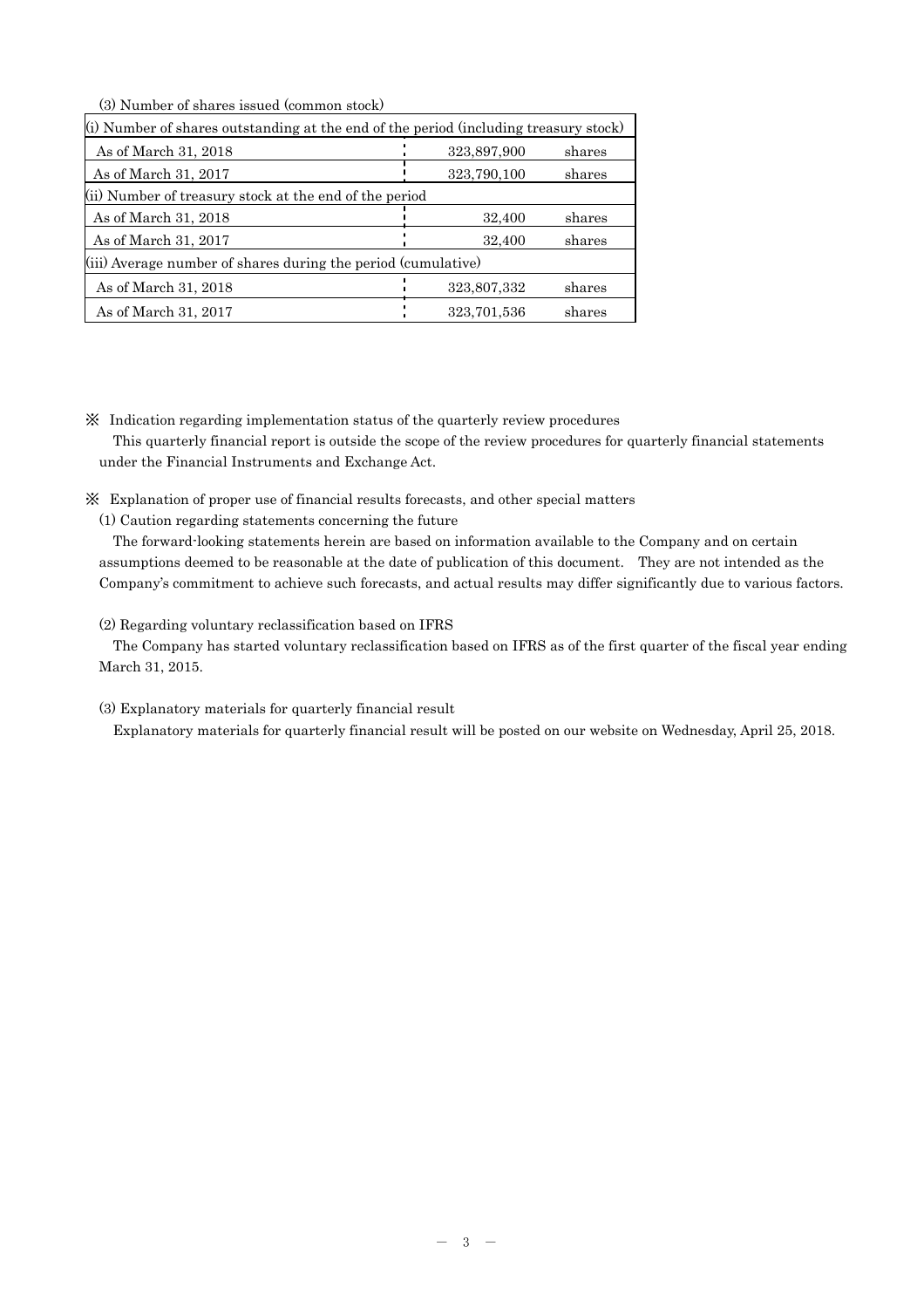(3) Number of shares issued (common stock)

| (i) Number of shares outstanding at the end of the period (including treasury stock) | | |
|---|---|---|
| As of March 31, 2018 | 323,897,900 | shares |
| As of March 31, 2017 | 323,790,100 | shares |
| (ii) Number of treasury stock at the end of the period | | |
| As of March 31, 2018 | 32,400 | shares |
| As of March 31, 2017 | 32,400 | shares |
| (iii) Average number of shares during the period (cumulative) | | |
| As of March 31, 2018 | 323,807,332 | shares |
| As of March 31, 2017 | 323,701,536 | shares |

※ Indication regarding implementation status of the quarterly review procedures

This quarterly financial report is outside the scope of the review procedures for quarterly financial statements under the Financial Instruments and Exchange Act.

※ Explanation of proper use of financial results forecasts, and other special matters

(1) Caution regarding statements concerning the future

The forward-looking statements herein are based on information available to the Company and on certain assumptions deemed to be reasonable at the date of publication of this document. They are not intended as the Company's commitment to achieve such forecasts, and actual results may differ significantly due to various factors.

(2) Regarding voluntary reclassification based on IFRS

The Company has started voluntary reclassification based on IFRS as of the first quarter of the fiscal year ending March 31, 2015.

(3) Explanatory materials for quarterly financial result

Explanatory materials for quarterly financial result will be posted on our website on Wednesday, April 25, 2018.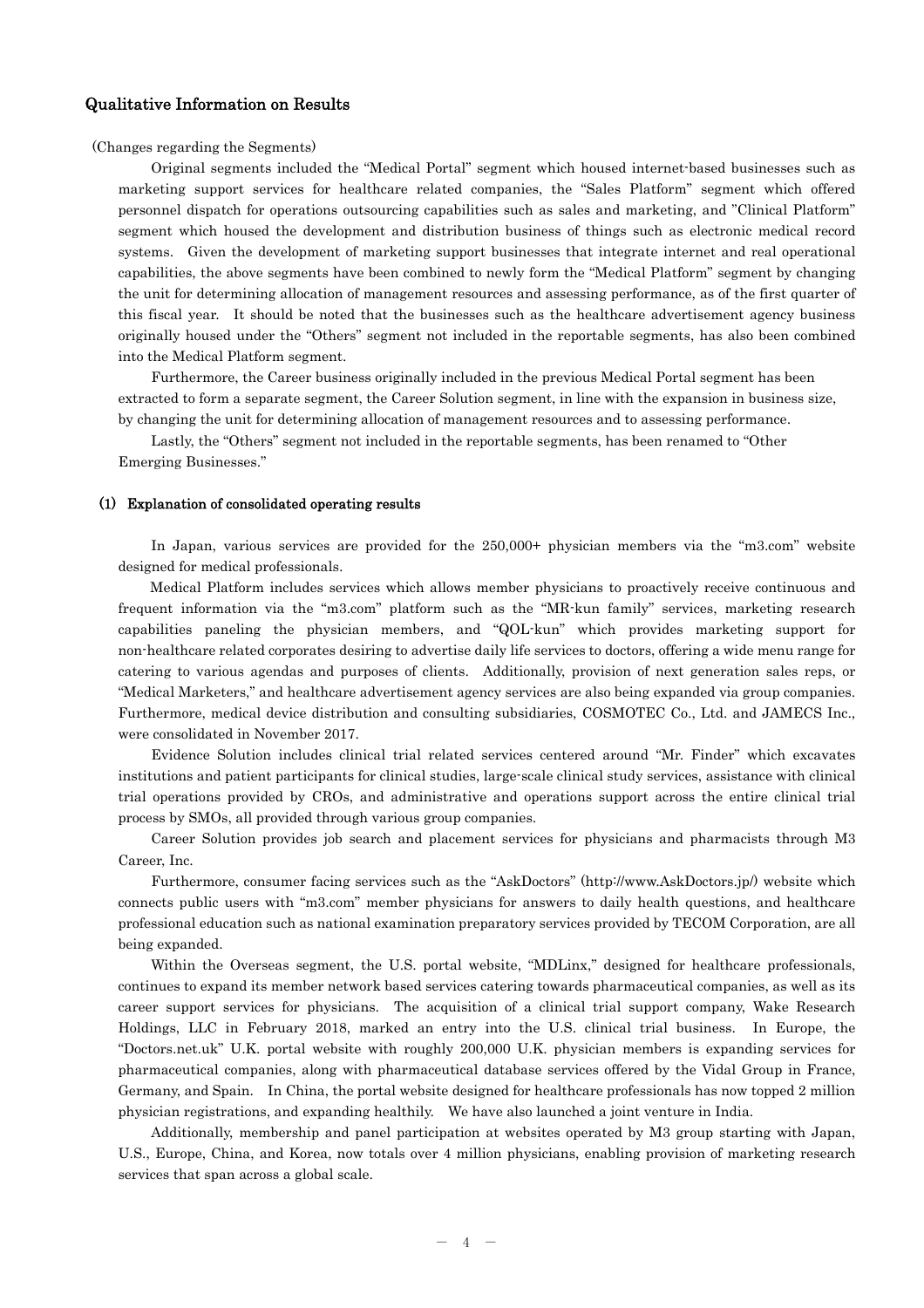## Qualitative Information on Results

(Changes regarding the Segments)

Original segments included the "Medical Portal" segment which housed internet-based businesses such as marketing support services for healthcare related companies, the "Sales Platform" segment which offered personnel dispatch for operations outsourcing capabilities such as sales and marketing, and "Clinical Platform" segment which housed the development and distribution business of things such as electronic medical record systems. Given the development of marketing support businesses that integrate internet and real operational capabilities, the above segments have been combined to newly form the "Medical Platform" segment by changing the unit for determining allocation of management resources and assessing performance, as of the first quarter of this fiscal year. It should be noted that the businesses such as the healthcare advertisement agency business originally housed under the "Others" segment not included in the reportable segments, has also been combined into the Medical Platform segment.

Furthermore, the Career business originally included in the previous Medical Portal segment has been extracted to form a separate segment, the Career Solution segment, in line with the expansion in business size, by changing the unit for determining allocation of management resources and to assessing performance.

Lastly, the "Others" segment not included in the reportable segments, has been renamed to "Other Emerging Businesses."

### (1) Explanation of consolidated operating results

In Japan, various services are provided for the 250,000+ physician members via the "m3.com" website designed for medical professionals.

Medical Platform includes services which allows member physicians to proactively receive continuous and frequent information via the "m3.com" platform such as the "MR-kun family" services, marketing research capabilities paneling the physician members, and "QOL-kun" which provides marketing support for non-healthcare related corporates desiring to advertise daily life services to doctors, offering a wide menu range for catering to various agendas and purposes of clients. Additionally, provision of next generation sales reps, or "Medical Marketers," and healthcare advertisement agency services are also being expanded via group companies. Furthermore, medical device distribution and consulting subsidiaries, COSMOTEC Co., Ltd. and JAMECS Inc., were consolidated in November 2017.

Evidence Solution includes clinical trial related services centered around "Mr. Finder" which excavates institutions and patient participants for clinical studies, large-scale clinical study services, assistance with clinical trial operations provided by CROs, and administrative and operations support across the entire clinical trial process by SMOs, all provided through various group companies.

Career Solution provides job search and placement services for physicians and pharmacists through M3 Career, Inc.

Furthermore, consumer facing services such as the "AskDoctors" (http://www.AskDoctors.jp/) website which connects public users with "m3.com" member physicians for answers to daily health questions, and healthcare professional education such as national examination preparatory services provided by TECOM Corporation, are all being expanded.

Within the Overseas segment, the U.S. portal website, "MDLinx," designed for healthcare professionals, continues to expand its member network based services catering towards pharmaceutical companies, as well as its career support services for physicians. The acquisition of a clinical trial support company, Wake Research Holdings, LLC in February 2018, marked an entry into the U.S. clinical trial business. In Europe, the "Doctors.net.uk" U.K. portal website with roughly 200,000 U.K. physician members is expanding services for pharmaceutical companies, along with pharmaceutical database services offered by the Vidal Group in France, Germany, and Spain. In China, the portal website designed for healthcare professionals has now topped 2 million physician registrations, and expanding healthily. We have also launched a joint venture in India.

Additionally, membership and panel participation at websites operated by M3 group starting with Japan, U.S., Europe, China, and Korea, now totals over 4 million physicians, enabling provision of marketing research services that span across a global scale.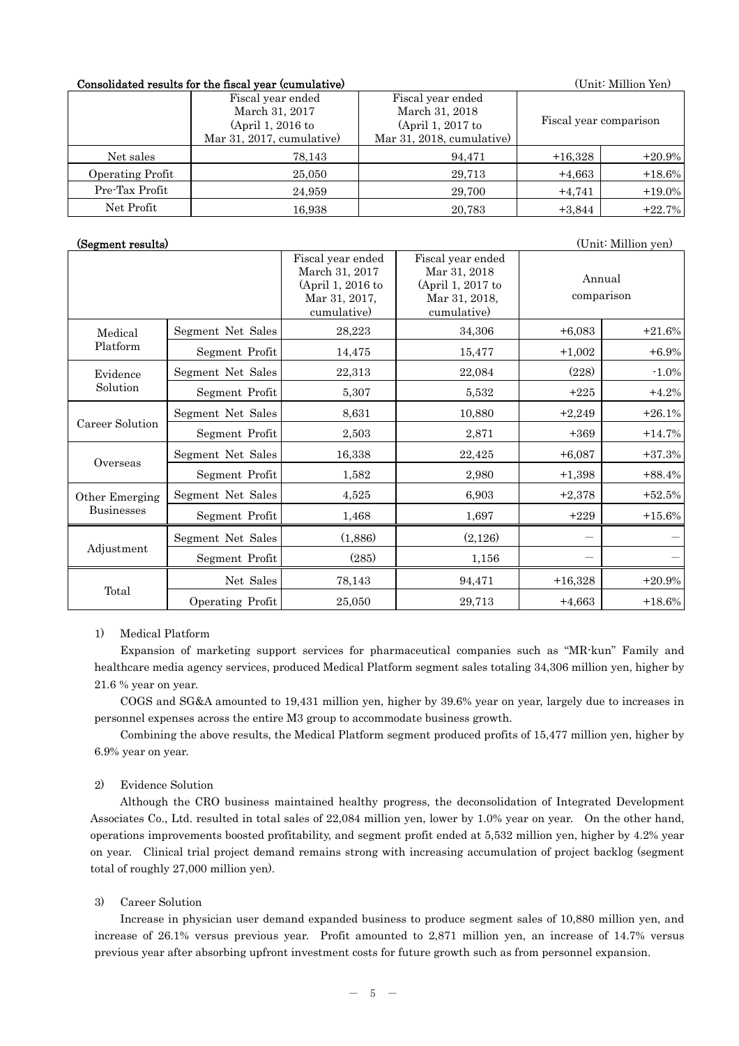**Consolidated results for the fiscal year (cumulative)** (Unit: Million Yen)

| | Fiscal year ended March 31, 2017 (April 1, 2016 to Mar 31, 2017, cumulative) | Fiscal year ended March 31, 2018 (April 1, 2017 to Mar 31, 2018, cumulative) | Fiscal year comparison | |
|---|---|---|---|---|
| Net sales | 78,143 | 94,471 | +16,328 | +20.9% |
| Operating Profit | 25,050 | 29,713 | +4,663 | +18.6% |
| Pre-Tax Profit | 24,959 | 29,700 | +4,741 | +19.0% |
| Net Profit | 16,938 | 20,783 | +3,844 | +22.7% |

**(Segment results)** (Unit: Million yen)

| | | Fiscal year ended March 31, 2017 (April 1, 2016 to Mar 31, 2017, cumulative) | Fiscal year ended Mar 31, 2018 (April 1, 2017 to Mar 31, 2018, cumulative) | Annual comparison | |
|---|---|---|---|---|---|
| Medical Platform | Segment Net Sales | 28,223 | 34,306 | +6,083 | +21.6% |
| | Segment Profit | 14,475 | 15,477 | +1,002 | +6.9% |
| Evidence Solution | Segment Net Sales | 22,313 | 22,084 | (228) | -1.0% |
| | Segment Profit | 5,307 | 5,532 | +225 | +4.2% |
| Career Solution | Segment Net Sales | 8,631 | 10,880 | +2,249 | +26.1% |
| | Segment Profit | 2,503 | 2,871 | +369 | +14.7% |
| Overseas | Segment Net Sales | 16,338 | 22,425 | +6,087 | +37.3% |
| | Segment Profit | 1,582 | 2,980 | +1,398 | +88.4% |
| Other Emerging Businesses | Segment Net Sales | 4,525 | 6,903 | +2,378 | +52.5% |
| | Segment Profit | 1,468 | 1,697 | +229 | +15.6% |
| Adjustment | Segment Net Sales | (1,886) | (2,126) | — | — |
| | Segment Profit | (285) | 1,156 | — | — |
| Total | Net Sales | 78,143 | 94,471 | +16,328 | +20.9% |
| | Operating Profit | 25,050 | 29,713 | +4,663 | +18.6% |

1) Medical Platform

Expansion of marketing support services for pharmaceutical companies such as "MR-kun" Family and healthcare media agency services, produced Medical Platform segment sales totaling 34,306 million yen, higher by 21.6 % year on year.

COGS and SG&A amounted to 19,431 million yen, higher by 39.6% year on year, largely due to increases in personnel expenses across the entire M3 group to accommodate business growth.

Combining the above results, the Medical Platform segment produced profits of 15,477 million yen, higher by 6.9% year on year.

2) Evidence Solution

Although the CRO business maintained healthy progress, the deconsolidation of Integrated Development Associates Co., Ltd. resulted in total sales of 22,084 million yen, lower by 1.0% year on year. On the other hand, operations improvements boosted profitability, and segment profit ended at 5,532 million yen, higher by 4.2% year on year. Clinical trial project demand remains strong with increasing accumulation of project backlog (segment total of roughly 27,000 million yen).

3) Career Solution

Increase in physician user demand expanded business to produce segment sales of 10,880 million yen, and increase of 26.1% versus previous year. Profit amounted to 2,871 million yen, an increase of 14.7% versus previous year after absorbing upfront investment costs for future growth such as from personnel expansion.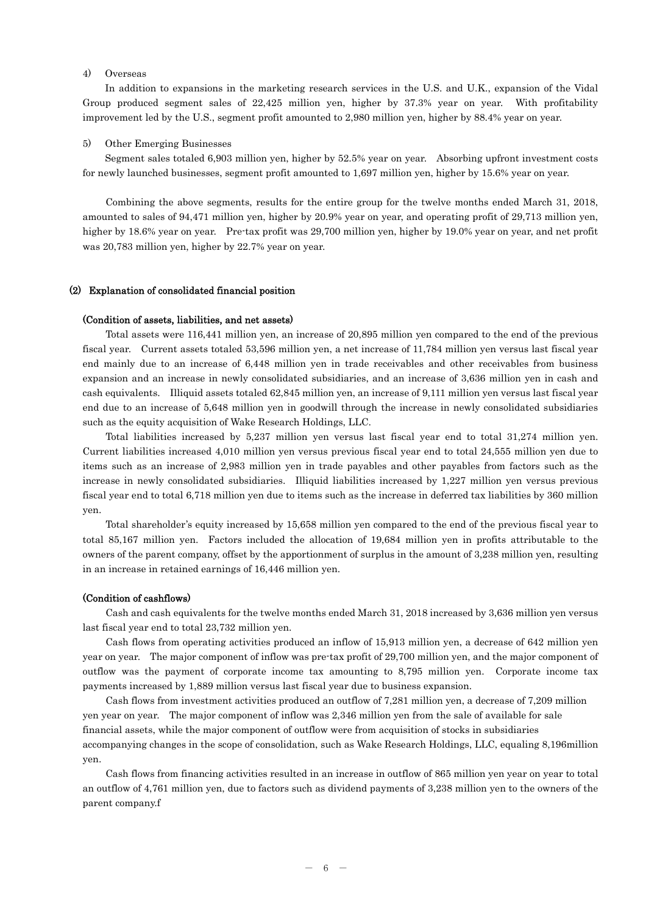4) Overseas

In addition to expansions in the marketing research services in the U.S. and U.K., expansion of the Vidal Group produced segment sales of 22,425 million yen, higher by 37.3% year on year. With profitability improvement led by the U.S., segment profit amounted to 2,980 million yen, higher by 88.4% year on year.

5) Other Emerging Businesses

Segment sales totaled 6,903 million yen, higher by 52.5% year on year. Absorbing upfront investment costs for newly launched businesses, segment profit amounted to 1,697 million yen, higher by 15.6% year on year.

Combining the above segments, results for the entire group for the twelve months ended March 31, 2018, amounted to sales of 94,471 million yen, higher by 20.9% year on year, and operating profit of 29,713 million yen, higher by 18.6% year on year. Pre-tax profit was 29,700 million yen, higher by 19.0% year on year, and net profit was 20,783 million yen, higher by 22.7% year on year.

## (2) Explanation of consolidated financial position

### (Condition of assets, liabilities, and net assets)

Total assets were 116,441 million yen, an increase of 20,895 million yen compared to the end of the previous fiscal year. Current assets totaled 53,596 million yen, a net increase of 11,784 million yen versus last fiscal year end mainly due to an increase of 6,448 million yen in trade receivables and other receivables from business expansion and an increase in newly consolidated subsidiaries, and an increase of 3,636 million yen in cash and cash equivalents. Illiquid assets totaled 62,845 million yen, an increase of 9,111 million yen versus last fiscal year end due to an increase of 5,648 million yen in goodwill through the increase in newly consolidated subsidiaries such as the equity acquisition of Wake Research Holdings, LLC.

Total liabilities increased by 5,237 million yen versus last fiscal year end to total 31,274 million yen. Current liabilities increased 4,010 million yen versus previous fiscal year end to total 24,555 million yen due to items such as an increase of 2,983 million yen in trade payables and other payables from factors such as the increase in newly consolidated subsidiaries. Illiquid liabilities increased by 1,227 million yen versus previous fiscal year end to total 6,718 million yen due to items such as the increase in deferred tax liabilities by 360 million yen.

Total shareholder's equity increased by 15,658 million yen compared to the end of the previous fiscal year to total 85,167 million yen. Factors included the allocation of 19,684 million yen in profits attributable to the owners of the parent company, offset by the apportionment of surplus in the amount of 3,238 million yen, resulting in an increase in retained earnings of 16,446 million yen.

### (Condition of cashflows)

Cash and cash equivalents for the twelve months ended March 31, 2018 increased by 3,636 million yen versus last fiscal year end to total 23,732 million yen.

Cash flows from operating activities produced an inflow of 15,913 million yen, a decrease of 642 million yen year on year. The major component of inflow was pre-tax profit of 29,700 million yen, and the major component of outflow was the payment of corporate income tax amounting to 8,795 million yen. Corporate income tax payments increased by 1,889 million yen versus last fiscal year due to business expansion.

Cash flows from investment activities produced an outflow of 7,281 million yen, a decrease of 7,209 million yen year on year. The major component of inflow was 2,346 million yen from the sale of available for sale financial assets, while the major component of outflow were from acquisition of stocks in subsidiaries accompanying changes in the scope of consolidation, such as Wake Research Holdings, LLC, equaling 8,196million yen.

Cash flows from financing activities resulted in an increase in outflow of 865 million yen year on year to total an outflow of 4,761 million yen, due to factors such as dividend payments of 3,238 million yen to the owners of the parent company.f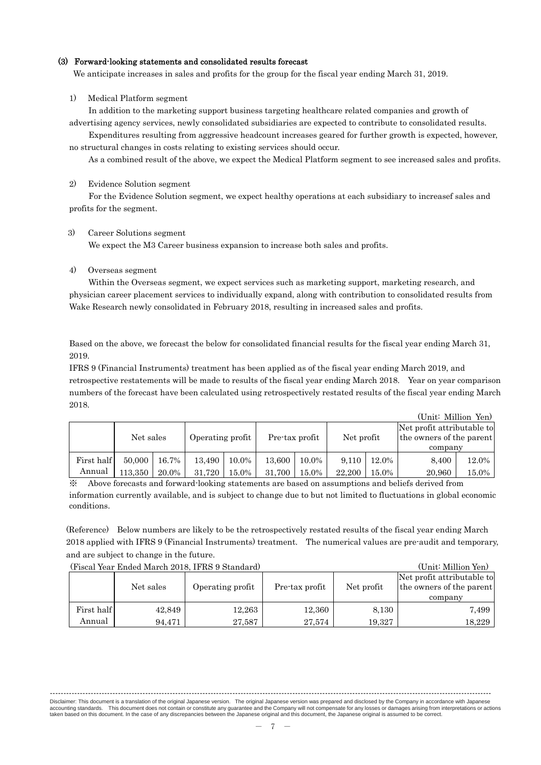### (3) Forward-looking statements and consolidated results forecast

We anticipate increases in sales and profits for the group for the fiscal year ending March 31, 2019.

1) Medical Platform segment

In addition to the marketing support business targeting healthcare related companies and growth of advertising agency services, newly consolidated subsidiaries are expected to contribute to consolidated results.

Expenditures resulting from aggressive headcount increases geared for further growth is expected, however, no structural changes in costs relating to existing services should occur.

As a combined result of the above, we expect the Medical Platform segment to see increased sales and profits.

2) Evidence Solution segment

For the Evidence Solution segment, we expect healthy operations at each subsidiary to increasef sales and profits for the segment.

3) Career Solutions segment

We expect the M3 Career business expansion to increase both sales and profits.

4) Overseas segment

Within the Overseas segment, we expect services such as marketing support, marketing research, and physician career placement services to individually expand, along with contribution to consolidated results from Wake Research newly consolidated in February 2018, resulting in increased sales and profits.

Based on the above, we forecast the below for consolidated financial results for the fiscal year ending March 31, 2019.

IFRS 9 (Financial Instruments) treatment has been applied as of the fiscal year ending March 2019, and retrospective restatements will be made to results of the fiscal year ending March 2018. Year on year comparison numbers of the forecast have been calculated using retrospectively restated results of the fiscal year ending March 2018.

(Unit: Million Yen)

| | Net sales | | Operating profit | | Pre-tax profit | | Net profit | | Net profit attributable to the owners of the parent company | |
|---|---|---|---|---|---|---|---|---|---|---|
| First half | 50,000 | 16.7% | 13,490 | 10.0% | 13,600 | 10.0% | 9,110 | 12.0% | 8,400 | 12.0% |
| Annual | 113,350 | 20.0% | 31,720 | 15.0% | 31,700 | 15.0% | 22,200 | 15.0% | 20,960 | 15.0% |

※ Above forecasts and forward-looking statements are based on assumptions and beliefs derived from information currently available, and is subject to change due to but not limited to fluctuations in global economic conditions.

(Reference) Below numbers are likely to be the retrospectively restated results of the fiscal year ending March 2018 applied with IFRS 9 (Financial Instruments) treatment. The numerical values are pre-audit and temporary, and are subject to change in the future.

(Fiscal Year Ended March 2018, IFRS 9 Standard) (Unit: Million Yen)

| | Net sales | Operating profit | Pre-tax profit | Net profit | Net profit attributable to the owners of the parent company |
|---|---|---|---|---|---|
| First half | 42,849 | 12,263 | 12,360 | 8,130 | 7,499 |
| Annual | 94,471 | 27,587 | 27,574 | 19,327 | 18,229 |

Disclaimer: This document is a translation of the original Japanese version. The original Japanese version was prepared and disclosed by the Company in accordance with Japanese accounting standards. This document does not contain or constitute any guarantee and the Company will not compensate for any losses or damages arising from interpretations or actions taken based on this document. In the case of any discrepancies between the Japanese original and this document, the Japanese original is assumed to be correct.